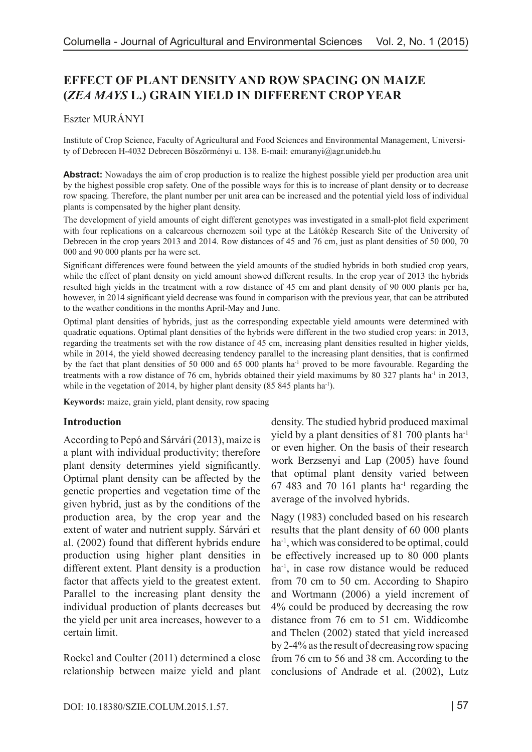# EFFECT OF PLANT DENSITY AND ROW SPACING ON MAIZE (*ZEA MAYS* L.) GRAIN YIELD IN DIFFERENT CROP YEAR

Eszter MURÁNYI

Institute of Crop Science, Faculty of Agricultural and Food Sciences and Environmental Management, University of Debrecen H-4032 Debrecen Böszörményi u. 138. E-mail: emuranyi@agr.unideb.hu

**Abstract:** Nowadays the aim of crop production is to realize the highest possible yield per production area unit by the highest possible crop safety. One of the possible ways for this is to increase of plant density or to decrease row spacing. Therefore, the plant number per unit area can be increased and the potential yield loss of individual plants is compensated by the higher plant density.

The development of yield amounts of eight different genotypes was investigated in a small-plot field experiment with four replications on a calcareous chernozem soil type at the Látókép Research Site of the University of Debrecen in the crop years 2013 and 2014. Row distances of 45 and 76 cm, just as plant densities of 50 000, 70 000 and 90 000 plants per ha were set.

Significant differences were found between the yield amounts of the studied hybrids in both studied crop years, while the effect of plant density on yield amount showed different results. In the crop year of 2013 the hybrids resulted high yields in the treatment with a row distance of 45 cm and plant density of 90 000 plants per ha, however, in 2014 significant yield decrease was found in comparison with the previous year, that can be attributed to the weather conditions in the months April-May and June.

Optimal plant densities of hybrids, just as the corresponding expectable yield amounts were determined with quadratic equations. Optimal plant densities of the hybrids were different in the two studied crop years: in 2013, regarding the treatments set with the row distance of 45 cm, increasing plant densities resulted in higher yields, while in 2014, the yield showed decreasing tendency parallel to the increasing plant densities, that is confirmed by the fact that plant densities of 50 000 and 65 000 plants ha$^{-1}$ proved to be more favourable. Regarding the treatments with a row distance of 76 cm, hybrids obtained their yield maximums by 80 327 plants ha$^{-1}$ in 2013, while in the vegetation of 2014, by higher plant density (85 845 plants ha$^{-1}$).

**Keywords:** maize, grain yield, plant density, row spacing

## Introduction

According to Pepó and Sárvári (2013), maize is a plant with individual productivity; therefore plant density determines yield significantly. Optimal plant density can be affected by the genetic properties and vegetation time of the given hybrid, just as by the conditions of the production area, by the crop year and the extent of water and nutrient supply. Sárvári et al. (2002) found that different hybrids endure production using higher plant densities in different extent. Plant density is a production factor that affects yield to the greatest extent. Parallel to the increasing plant density the individual production of plants decreases but the yield per unit area increases, however to a certain limit.

Roekel and Coulter (2011) determined a close relationship between maize yield and plant density. The studied hybrid produced maximal yield by a plant densities of 81 700 plants ha$^{-1}$ or even higher. On the basis of their research work Berzsenyi and Lap (2005) have found that optimal plant density varied between 67 483 and 70 161 plants ha$^{-1}$ regarding the average of the involved hybrids.

Nagy (1983) concluded based on his research results that the plant density of 60 000 plants ha$^{-1}$, which was considered to be optimal, could be effectively increased up to 80 000 plants ha$^{-1}$, in case row distance would be reduced from 70 cm to 50 cm. According to Shapiro and Wortmann (2006) a yield increment of 4% could be produced by decreasing the row distance from 76 cm to 51 cm. Widdicombe and Thelen (2002) stated that yield increased by 2-4% as the result of decreasing row spacing from 76 cm to 56 and 38 cm. According to the conclusions of Andrade et al. (2002), Lutz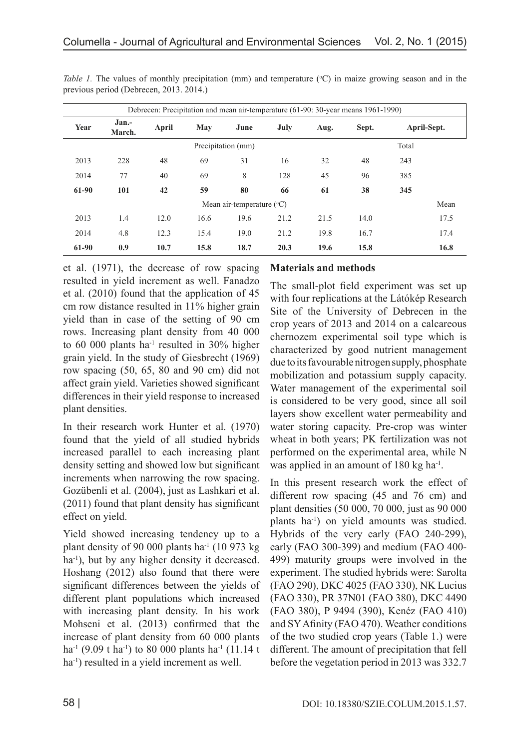*Table 1.* The values of monthly precipitation (mm) and temperature (°C) in maize growing season and in the previous period (Debrecen, 2013. 2014.)

| Debrecen: Precipitation and mean air-temperature (61-90: 30-year means 1961-1990) | | | | | | | | |
|---|---|---|---|---|---|---|---|---|
| **Year** | **Jan.-March.** | **April** | **May** | **June** | **July** | **Aug.** | **Sept.** | **April-Sept.** |
| | | | Precipitation (mm) | | | | | Total |
| 2013 | 228 | 48 | 69 | 31 | 16 | 32 | 48 | 243 |
| 2014 | 77 | 40 | 69 | 8 | 128 | 45 | 96 | 385 |
| **61-90** | **101** | **42** | **59** | **80** | **66** | **61** | **38** | **345** |
| | | | Mean air-temperature (°C) | | | | | Mean |
| 2013 | 1.4 | 12.0 | 16.6 | 19.6 | 21.2 | 21.5 | 14.0 | 17.5 |
| 2014 | 4.8 | 12.3 | 15.4 | 19.0 | 21.2 | 19.8 | 16.7 | 17.4 |
| **61-90** | **0.9** | **10.7** | **15.8** | **18.7** | **20.3** | **19.6** | **15.8** | **16.8** |

et al. (1971), the decrease of row spacing resulted in yield increment as well. Fanadzo et al. (2010) found that the application of 45 cm row distance resulted in 11% higher grain yield than in case of the setting of 90 cm rows. Increasing plant density from 40 000 to 60 000 plants ha$^{-1}$ resulted in 30% higher grain yield. In the study of Giesbrecht (1969) row spacing (50, 65, 80 and 90 cm) did not affect grain yield. Varieties showed significant differences in their yield response to increased plant densities.

In their research work Hunter et al. (1970) found that the yield of all studied hybrids increased parallel to each increasing plant density setting and showed low but significant increments when narrowing the row spacing. Gozübenli et al. (2004), just as Lashkari et al. (2011) found that plant density has significant effect on yield.

Yield showed increasing tendency up to a plant density of 90 000 plants ha$^{-1}$ (10 973 kg ha$^{-1}$), but by any higher density it decreased. Hoshang (2012) also found that there were significant differences between the yields of different plant populations which increased with increasing plant density. In his work Mohseni et al. (2013) confirmed that the increase of plant density from 60 000 plants ha$^{-1}$ (9.09 t ha$^{-1}$) to 80 000 plants ha$^{-1}$ (11.14 t ha$^{-1}$) resulted in a yield increment as well.

## Materials and methods

The small-plot field experiment was set up with four replications at the Látókép Research Site of the University of Debrecen in the crop years of 2013 and 2014 on a calcareous chernozem experimental soil type which is characterized by good nutrient management due to its favourable nitrogen supply, phosphate mobilization and potassium supply capacity. Water management of the experimental soil is considered to be very good, since all soil layers show excellent water permeability and water storing capacity. Pre-crop was winter wheat in both years; PK fertilization was not performed on the experimental area, while N was applied in an amount of 180 kg ha$^{-1}$.

In this present research work the effect of different row spacing (45 and 76 cm) and plant densities (50 000, 70 000, just as 90 000 plants ha$^{-1}$) on yield amounts was studied. Hybrids of the very early (FAO 240-299), early (FAO 300-399) and medium (FAO 400-499) maturity groups were involved in the experiment. The studied hybrids were: Sarolta (FAO 290), DKC 4025 (FAO 330), NK Lucius (FAO 330), PR 37N01 (FAO 380), DKC 4490 (FAO 380), P 9494 (390), Kenéz (FAO 410) and SY Afinity (FAO 470). Weather conditions of the two studied crop years (Table 1.) were different. The amount of precipitation that fell before the vegetation period in 2013 was 332.7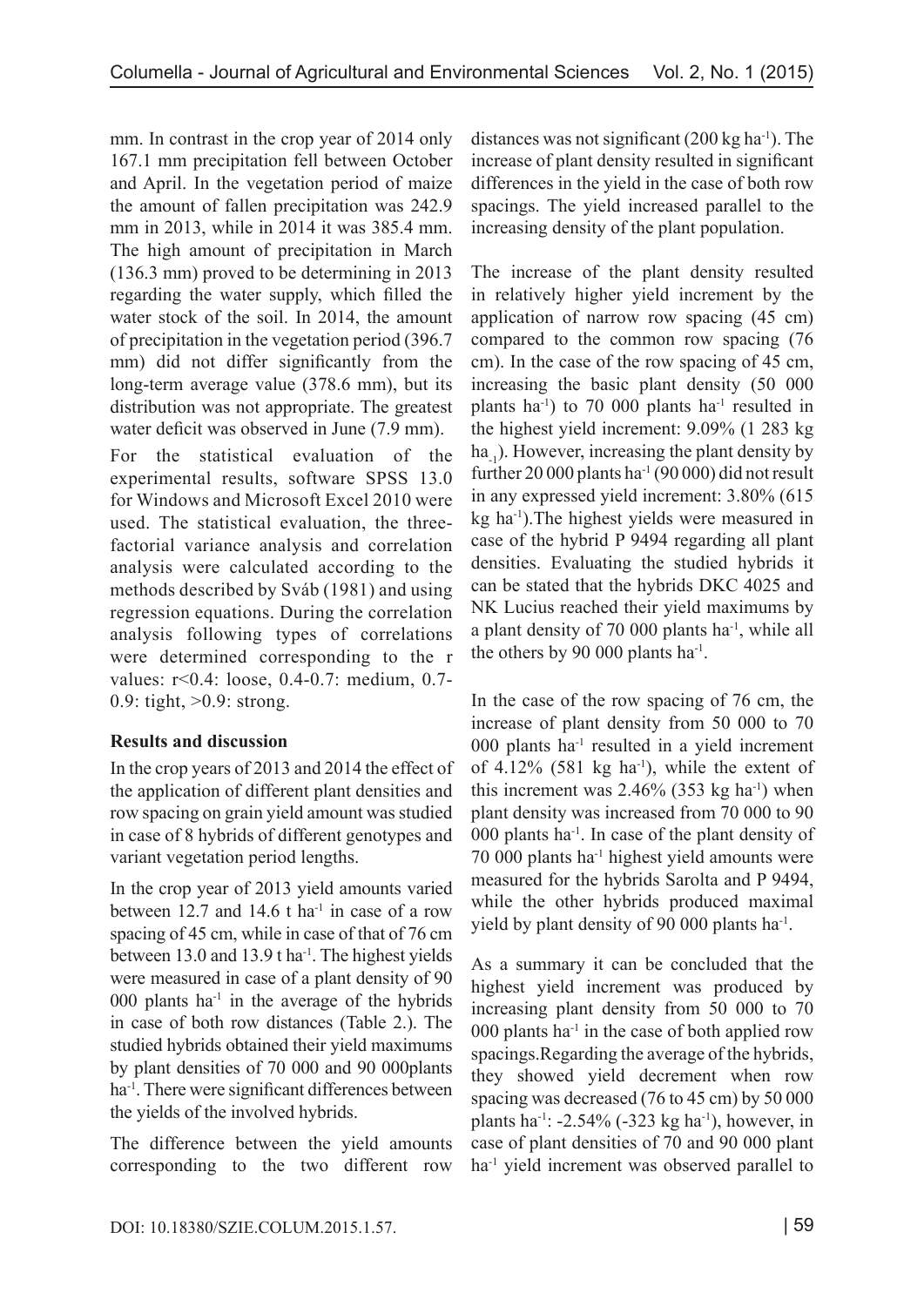mm. In contrast in the crop year of 2014 only 167.1 mm precipitation fell between October and April. In the vegetation period of maize the amount of fallen precipitation was 242.9 mm in 2013, while in 2014 it was 385.4 mm. The high amount of precipitation in March (136.3 mm) proved to be determining in 2013 regarding the water supply, which filled the water stock of the soil. In 2014, the amount of precipitation in the vegetation period (396.7 mm) did not differ significantly from the long-term average value (378.6 mm), but its distribution was not appropriate. The greatest water deficit was observed in June (7.9 mm).

For the statistical evaluation of the experimental results, software SPSS 13.0 for Windows and Microsoft Excel 2010 were used. The statistical evaluation, the three-factorial variance analysis and correlation analysis were calculated according to the methods described by Sváb (1981) and using regression equations. During the correlation analysis following types of correlations were determined corresponding to the r values: r<0.4: loose, 0.4-0.7: medium, 0.7-0.9: tight, >0.9: strong.

**Results and discussion**

In the crop years of 2013 and 2014 the effect of the application of different plant densities and row spacing on grain yield amount was studied in case of 8 hybrids of different genotypes and variant vegetation period lengths.

In the crop year of 2013 yield amounts varied between 12.7 and 14.6 t ha$^{-1}$ in case of a row spacing of 45 cm, while in case of that of 76 cm between 13.0 and 13.9 t ha$^{-1}$. The highest yields were measured in case of a plant density of 90 000 plants ha$^{-1}$ in the average of the hybrids in case of both row distances (Table 2.). The studied hybrids obtained their yield maximums by plant densities of 70 000 and 90 000plants ha$^{-1}$. There were significant differences between the yields of the involved hybrids.

The difference between the yield amounts corresponding to the two different row distances was not significant (200 kg ha$^{-1}$). The increase of plant density resulted in significant differences in the yield in the case of both row spacings. The yield increased parallel to the increasing density of the plant population.

The increase of the plant density resulted in relatively higher yield increment by the application of narrow row spacing (45 cm) compared to the common row spacing (76 cm). In the case of the row spacing of 45 cm, increasing the basic plant density (50 000 plants ha$^{-1}$) to 70 000 plants ha$^{-1}$ resulted in the highest yield increment: 9.09% (1 283 kg ha$_{-1}$). However, increasing the plant density by further 20 000 plants ha$^{-1}$ (90 000) did not result in any expressed yield increment: 3.80% (615 kg ha$^{-1}$).The highest yields were measured in case of the hybrid P 9494 regarding all plant densities. Evaluating the studied hybrids it can be stated that the hybrids DKC 4025 and NK Lucius reached their yield maximums by a plant density of 70 000 plants ha$^{-1}$, while all the others by 90 000 plants ha$^{-1}$.

In the case of the row spacing of 76 cm, the increase of plant density from 50 000 to 70 000 plants ha$^{-1}$ resulted in a yield increment of 4.12% (581 kg ha$^{-1}$), while the extent of this increment was 2.46% (353 kg ha$^{-1}$) when plant density was increased from 70 000 to 90 000 plants ha$^{-1}$. In case of the plant density of 70 000 plants ha$^{-1}$ highest yield amounts were measured for the hybrids Sarolta and P 9494, while the other hybrids produced maximal yield by plant density of 90 000 plants ha$^{-1}$.

As a summary it can be concluded that the highest yield increment was produced by increasing plant density from 50 000 to 70 000 plants ha$^{-1}$ in the case of both applied row spacings.Regarding the average of the hybrids, they showed yield decrement when row spacing was decreased (76 to 45 cm) by 50 000 plants ha$^{-1}$: -2.54% (-323 kg ha$^{-1}$), however, in case of plant densities of 70 and 90 000 plant ha$^{-1}$ yield increment was observed parallel to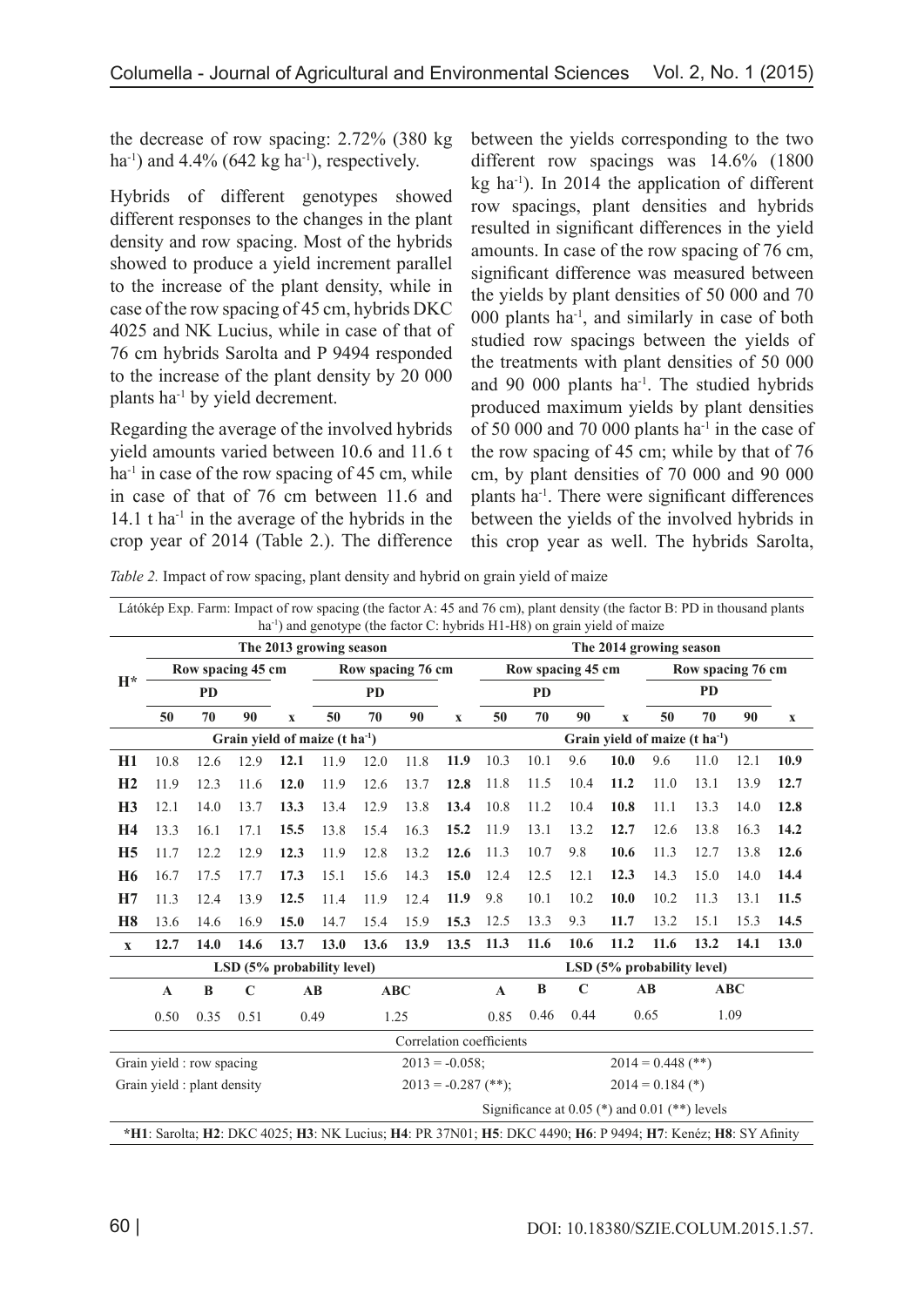the decrease of row spacing: 2.72% (380 kg ha$^{-1}$) and 4.4% (642 kg ha$^{-1}$), respectively.

Hybrids of different genotypes showed different responses to the changes in the plant density and row spacing. Most of the hybrids showed to produce a yield increment parallel to the increase of the plant density, while in case of the row spacing of 45 cm, hybrids DKC 4025 and NK Lucius, while in case of that of 76 cm hybrids Sarolta and P 9494 responded to the increase of the plant density by 20 000 plants ha$^{-1}$ by yield decrement.

Regarding the average of the involved hybrids yield amounts varied between 10.6 and 11.6 t ha$^{-1}$ in case of the row spacing of 45 cm, while in case of that of 76 cm between 11.6 and 14.1 t ha$^{-1}$ in the average of the hybrids in the crop year of 2014 (Table 2.). The difference between the yields corresponding to the two different row spacings was 14.6% (1800 kg ha$^{-1}$). In 2014 the application of different row spacings, plant densities and hybrids resulted in significant differences in the yield amounts. In case of the row spacing of 76 cm, significant difference was measured between the yields by plant densities of 50 000 and 70 000 plants ha$^{-1}$, and similarly in case of both studied row spacings between the yields of the treatments with plant densities of 50 000 and 90 000 plants ha$^{-1}$. The studied hybrids produced maximum yields by plant densities of 50 000 and 70 000 plants ha$^{-1}$ in the case of the row spacing of 45 cm; while by that of 76 cm, by plant densities of 70 000 and 90 000 plants ha$^{-1}$. There were significant differences between the yields of the involved hybrids in this crop year as well. The hybrids Sarolta,

*Table 2.* Impact of row spacing, plant density and hybrid on grain yield of maize

Látókép Exp. Farm: Impact of row spacing (the factor A: 45 and 76 cm), plant density (the factor B: PD in thousand plants ha$^{-1}$) and genotype (the factor C: hybrids H1-H8) on grain yield of maize

| H* | The 2013 growing season | | | | | | | | The 2014 growing season | | | | | | | |
|---|---|---|---|---|---|---|---|---|---|---|---|---|---|---|---|---|
| | Row spacing 45 cm | | | | Row spacing 76 cm | | | | Row spacing 45 cm | | | | Row spacing 76 cm | | | |
| | PD | | | | PD | | | | PD | | | | PD | | | |
| | 50 | 70 | 90 | x | 50 | 70 | 90 | x | 50 | 70 | 90 | x | 50 | 70 | 90 | x |
| | Grain yield of maize (t ha$^{-1}$) | | | | | | | | Grain yield of maize (t ha$^{-1}$) | | | | | | | |
| **H1** | 10.8 | 12.6 | 12.9 | **12.1** | 11.9 | 12.0 | 11.8 | **11.9** | 10.3 | 10.1 | 9.6 | **10.0** | 9.6 | 11.0 | 12.1 | **10.9** |
| **H2** | 11.9 | 12.3 | 11.6 | **12.0** | 11.9 | 12.6 | 13.7 | **12.8** | 11.8 | 11.5 | 10.4 | **11.2** | 11.0 | 13.1 | 13.9 | **12.7** |
| **H3** | 12.1 | 14.0 | 13.7 | **13.3** | 13.4 | 12.9 | 13.8 | **13.4** | 10.8 | 11.2 | 10.4 | **10.8** | 11.1 | 13.3 | 14.0 | **12.8** |
| **H4** | 13.3 | 16.1 | 17.1 | **15.5** | 13.8 | 15.4 | 16.3 | **15.2** | 11.9 | 13.1 | 13.2 | **12.7** | 12.6 | 13.8 | 16.3 | **14.2** |
| **H5** | 11.7 | 12.2 | 12.9 | **12.3** | 11.9 | 12.8 | 13.2 | **12.6** | 11.3 | 10.7 | 9.8 | **10.6** | 11.3 | 12.7 | 13.8 | **12.6** |
| **H6** | 16.7 | 17.5 | 17.7 | **17.3** | 15.1 | 15.6 | 14.3 | **15.0** | 12.4 | 12.5 | 12.1 | **12.3** | 14.3 | 15.0 | 14.0 | **14.4** |
| **H7** | 11.3 | 12.4 | 13.9 | **12.5** | 11.4 | 11.9 | 12.4 | **11.9** | 9.8 | 10.1 | 10.2 | **10.0** | 10.2 | 11.3 | 13.1 | **11.5** |
| **H8** | 13.6 | 14.6 | 16.9 | **15.0** | 14.7 | 15.4 | 15.9 | **15.3** | 12.5 | 13.3 | 9.3 | **11.7** | 13.2 | 15.1 | 15.3 | **14.5** |
| **x** | **12.7** | **14.0** | **14.6** | **13.7** | **13.0** | **13.6** | **13.9** | **13.5** | **11.3** | **11.6** | **10.6** | **11.2** | **11.6** | **13.2** | **14.1** | **13.0** |
| | LSD (5% probability level) | | | | | | | | LSD (5% probability level) | | | | | | | |
| | A | B | C | AB | | ABC | | | A | B | C | AB | | ABC | | |
| | 0.50 | 0.35 | 0.51 | 0.49 | | 1.25 | | | 0.85 | 0.46 | 0.44 | 0.65 | | 1.09 | | |
| Correlation coefficients | | | | | | | | | | | | | | | | |
| Grain yield : row spacing | | | | | | 2013 = -0.058; | | | | | | 2014 = 0.448 (**) | | | | |
| Grain yield : plant density | | | | | | 2013 = -0.287 (**); | | | | | | 2014 = 0.184 (*) | | | | |
| | | | | | | | | | Significance at 0.05 (*) and 0.01 (**) levels | | | | | | | |

***H1**: Sarolta; **H2**: DKC 4025; **H3**: NK Lucius; **H4**: PR 37N01; **H5**: DKC 4490; **H6**: P 9494; **H7**: Kenéz; **H8**: SY Afinity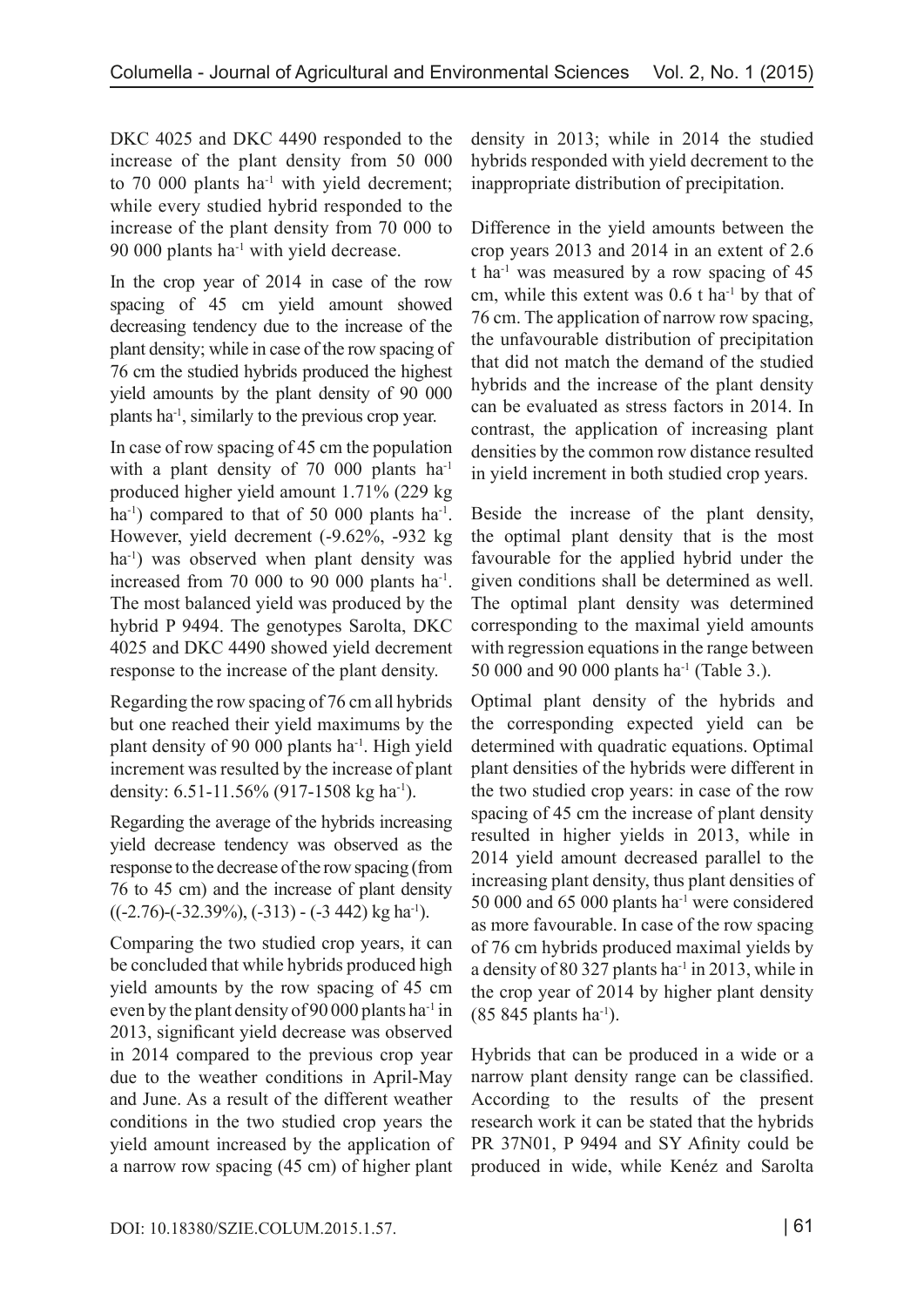DKC 4025 and DKC 4490 responded to the increase of the plant density from 50 000 to 70 000 plants ha$^{-1}$ with yield decrement; while every studied hybrid responded to the increase of the plant density from 70 000 to 90 000 plants ha$^{-1}$ with yield decrease.

In the crop year of 2014 in case of the row spacing of 45 cm yield amount showed decreasing tendency due to the increase of the plant density; while in case of the row spacing of 76 cm the studied hybrids produced the highest yield amounts by the plant density of 90 000 plants ha$^{-1}$, similarly to the previous crop year.

In case of row spacing of 45 cm the population with a plant density of 70 000 plants ha$^{-1}$ produced higher yield amount 1.71% (229 kg ha$^{-1}$) compared to that of 50 000 plants ha$^{-1}$. However, yield decrement (-9.62%, -932 kg ha$^{-1}$) was observed when plant density was increased from 70 000 to 90 000 plants ha$^{-1}$. The most balanced yield was produced by the hybrid P 9494. The genotypes Sarolta, DKC 4025 and DKC 4490 showed yield decrement response to the increase of the plant density.

Regarding the row spacing of 76 cm all hybrids but one reached their yield maximums by the plant density of 90 000 plants ha$^{-1}$. High yield increment was resulted by the increase of plant density: 6.51-11.56% (917-1508 kg ha$^{-1}$).

Regarding the average of the hybrids increasing yield decrease tendency was observed as the response to the decrease of the row spacing (from 76 to 45 cm) and the increase of plant density ((-2.76)-(-32.39%), (-313) - (-3 442) kg ha$^{-1}$).

Comparing the two studied crop years, it can be concluded that while hybrids produced high yield amounts by the row spacing of 45 cm even by the plant density of 90 000 plants ha$^{-1}$ in 2013, significant yield decrease was observed in 2014 compared to the previous crop year due to the weather conditions in April-May and June. As a result of the different weather conditions in the two studied crop years the yield amount increased by the application of a narrow row spacing (45 cm) of higher plant density in 2013; while in 2014 the studied hybrids responded with yield decrement to the inappropriate distribution of precipitation.

Difference in the yield amounts between the crop years 2013 and 2014 in an extent of 2.6 t ha$^{-1}$ was measured by a row spacing of 45 cm, while this extent was 0.6 t ha$^{-1}$ by that of 76 cm. The application of narrow row spacing, the unfavourable distribution of precipitation that did not match the demand of the studied hybrids and the increase of the plant density can be evaluated as stress factors in 2014. In contrast, the application of increasing plant densities by the common row distance resulted in yield increment in both studied crop years.

Beside the increase of the plant density, the optimal plant density that is the most favourable for the applied hybrid under the given conditions shall be determined as well. The optimal plant density was determined corresponding to the maximal yield amounts with regression equations in the range between 50 000 and 90 000 plants ha$^{-1}$ (Table 3.).

Optimal plant density of the hybrids and the corresponding expected yield can be determined with quadratic equations. Optimal plant densities of the hybrids were different in the two studied crop years: in case of the row spacing of 45 cm the increase of plant density resulted in higher yields in 2013, while in 2014 yield amount decreased parallel to the increasing plant density, thus plant densities of 50 000 and 65 000 plants ha$^{-1}$ were considered as more favourable. In case of the row spacing of 76 cm hybrids produced maximal yields by a density of 80 327 plants ha$^{-1}$ in 2013, while in the crop year of 2014 by higher plant density (85 845 plants ha$^{-1}$).

Hybrids that can be produced in a wide or a narrow plant density range can be classified. According to the results of the present research work it can be stated that the hybrids PR 37N01, P 9494 and SY Afinity could be produced in wide, while Kenéz and Sarolta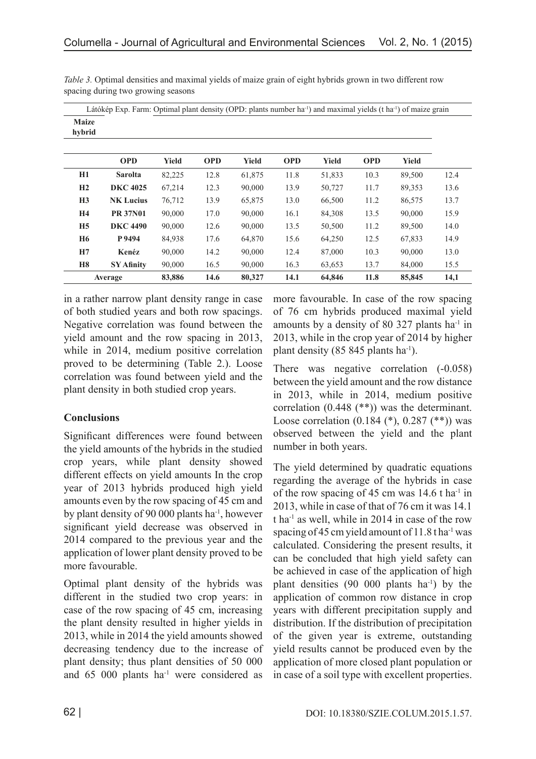*Table 3.* Optimal densities and maximal yields of maize grain of eight hybrids grown in two different row spacing during two growing seasons

| Maize hybrid | Látókép Exp. Farm: Optimal plant density (OPD: plants number ha$^{-1}$) and maximal yields (t ha$^{-1}$) of maize grain | | | | | | | | |
|---|---|---|---|---|---|---|---|---|---|
| | **OPD** | **Yield** | **OPD** | **Yield** | **OPD** | **Yield** | **OPD** | **Yield** | |
| **H1** | **Sarolta** | 82,225 | 12.8 | 61,875 | 11.8 | 51,833 | 10.3 | 89,500 | 12.4 |
| **H2** | **DKC 4025** | 67,214 | 12.3 | 90,000 | 13.9 | 50,727 | 11.7 | 89,353 | 13.6 |
| **H3** | **NK Lucius** | 76,712 | 13.9 | 65,875 | 13.0 | 66,500 | 11.2 | 86,575 | 13.7 |
| **H4** | **PR 37N01** | 90,000 | 17.0 | 90,000 | 16.1 | 84,308 | 13.5 | 90,000 | 15.9 |
| **H5** | **DKC 4490** | 90,000 | 12.6 | 90,000 | 13.5 | 50,500 | 11.2 | 89,500 | 14.0 |
| **H6** | **P 9494** | 84,938 | 17.6 | 64,870 | 15.6 | 64,250 | 12.5 | 67,833 | 14.9 |
| **H7** | **Kenéz** | 90,000 | 14.2 | 90,000 | 12.4 | 87,000 | 10.3 | 90,000 | 13.0 |
| **H8** | **SY Afinity** | 90,000 | 16.5 | 90,000 | 16.3 | 63,653 | 13.7 | 84,000 | 15.5 |
| **Average** | | **83,886** | **14.6** | **80,327** | **14.1** | **64,846** | **11.8** | **85,845** | **14,1** |

in a rather narrow plant density range in case of both studied years and both row spacings. Negative correlation was found between the yield amount and the row spacing in 2013, while in 2014, medium positive correlation proved to be determining (Table 2.). Loose correlation was found between yield and the plant density in both studied crop years.

## Conclusions

Significant differences were found between the yield amounts of the hybrids in the studied crop years, while plant density showed different effects on yield amounts In the crop year of 2013 hybrids produced high yield amounts even by the row spacing of 45 cm and by plant density of 90 000 plants ha$^{-1}$, however significant yield decrease was observed in 2014 compared to the previous year and the application of lower plant density proved to be more favourable.

Optimal plant density of the hybrids was different in the studied two crop years: in case of the row spacing of 45 cm, increasing the plant density resulted in higher yields in 2013, while in 2014 the yield amounts showed decreasing tendency due to the increase of plant density; thus plant densities of 50 000 and 65 000 plants ha$^{-1}$ were considered as more favourable. In case of the row spacing of 76 cm hybrids produced maximal yield amounts by a density of 80 327 plants ha$^{-1}$ in 2013, while in the crop year of 2014 by higher plant density (85 845 plants ha$^{-1}$).

There was negative correlation (-0.058) between the yield amount and the row distance in 2013, while in 2014, medium positive correlation (0.448 (**)) was the determinant. Loose correlation (0.184 (*), 0.287 (**)) was observed between the yield and the plant number in both years.

The yield determined by quadratic equations regarding the average of the hybrids in case of the row spacing of 45 cm was 14.6 t ha$^{-1}$ in 2013, while in case of that of 76 cm it was 14.1 t ha$^{-1}$ as well, while in 2014 in case of the row spacing of 45 cm yield amount of 11.8 t ha$^{-1}$ was calculated. Considering the present results, it can be concluded that high yield safety can be achieved in case of the application of high plant densities (90 000 plants ha$^{-1}$) by the application of common row distance in crop years with different precipitation supply and distribution. If the distribution of precipitation of the given year is extreme, outstanding yield results cannot be produced even by the application of more closed plant population or in case of a soil type with excellent properties.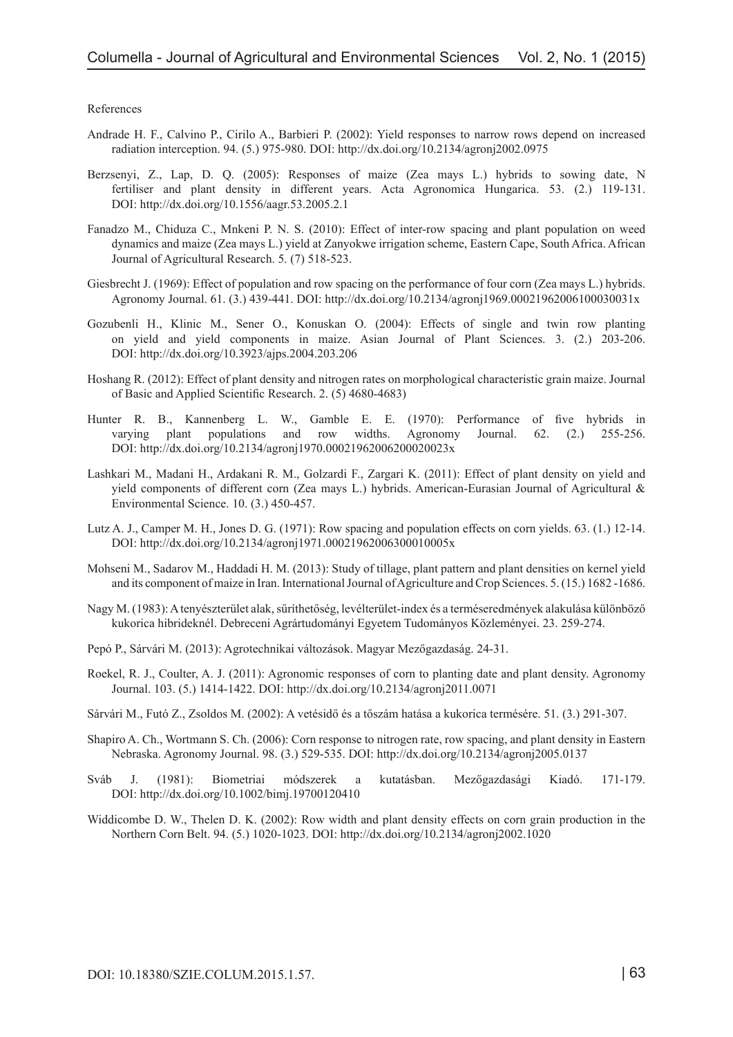References

Andrade H. F., Calvino P., Cirilo A., Barbieri P. (2002): Yield responses to narrow rows depend on increased radiation interception. 94. (5.) 975-980. DOI: http://dx.doi.org/10.2134/agronj2002.0975

Berzsenyi, Z., Lap, D. Q. (2005): Responses of maize (Zea mays L.) hybrids to sowing date, N fertiliser and plant density in different years. Acta Agronomica Hungarica. 53. (2.) 119-131. DOI: http://dx.doi.org/10.1556/aagr.53.2005.2.1

Fanadzo M., Chiduza C., Mnkeni P. N. S. (2010): Effect of inter-row spacing and plant population on weed dynamics and maize (Zea mays L.) yield at Zanyokwe irrigation scheme, Eastern Cape, South Africa. African Journal of Agricultural Research. 5. (7) 518-523.

Giesbrecht J. (1969): Effect of population and row spacing on the performance of four corn (Zea mays L.) hybrids. Agronomy Journal. 61. (3.) 439-441. DOI: http://dx.doi.org/10.2134/agronj1969.00021962006100030031x

Gozubenli H., Klinic M., Sener O., Konuskan O. (2004): Effects of single and twin row planting on yield and yield components in maize. Asian Journal of Plant Sciences. 3. (2.) 203-206. DOI: http://dx.doi.org/10.3923/ajps.2004.203.206

Hoshang R. (2012): Effect of plant density and nitrogen rates on morphological characteristic grain maize. Journal of Basic and Applied Scientific Research. 2. (5) 4680-4683)

Hunter R. B., Kannenberg L. W., Gamble E. E. (1970): Performance of five hybrids in varying plant populations and row widths. Agronomy Journal. 62. (2.) 255-256. DOI: http://dx.doi.org/10.2134/agronj1970.00021962006200020023x

Lashkari M., Madani H., Ardakani R. M., Golzardi F., Zargari K. (2011): Effect of plant density on yield and yield components of different corn (Zea mays L.) hybrids. American-Eurasian Journal of Agricultural & Environmental Science. 10. (3.) 450-457.

Lutz A. J., Camper M. H., Jones D. G. (1971): Row spacing and population effects on corn yields. 63. (1.) 12-14. DOI: http://dx.doi.org/10.2134/agronj1971.00021962006300010005x

Mohseni M., Sadarov M., Haddadi H. M. (2013): Study of tillage, plant pattern and plant densities on kernel yield and its component of maize in Iran. International Journal of Agriculture and Crop Sciences. 5. (15.) 1682 -1686.

Nagy M. (1983): A tenyészterület alak, sűríthetőség, levélterület-index és a terméseredmények alakulása különböző kukorica hibrideknél. Debreceni Agrártudományi Egyetem Tudományos Közleményei. 23. 259-274.

Pepó P., Sárvári M. (2013): Agrotechnikai változások. Magyar Mezőgazdaság. 24-31.

Roekel, R. J., Coulter, A. J. (2011): Agronomic responses of corn to planting date and plant density. Agronomy Journal. 103. (5.) 1414-1422. DOI: http://dx.doi.org/10.2134/agronj2011.0071

Sárvári M., Futó Z., Zsoldos M. (2002): A vetésidő és a tőszám hatása a kukorica termésére. 51. (3.) 291-307.

Shapiro A. Ch., Wortmann S. Ch. (2006): Corn response to nitrogen rate, row spacing, and plant density in Eastern Nebraska. Agronomy Journal. 98. (3.) 529-535. DOI: http://dx.doi.org/10.2134/agronj2005.0137

Sváb J. (1981): Biometriai módszerek a kutatásban. Mezőgazdasági Kiadó. 171-179. DOI: http://dx.doi.org/10.1002/bimj.19700120410

Widdicombe D. W., Thelen D. K. (2002): Row width and plant density effects on corn grain production in the Northern Corn Belt. 94. (5.) 1020-1023. DOI: http://dx.doi.org/10.2134/agronj2002.1020